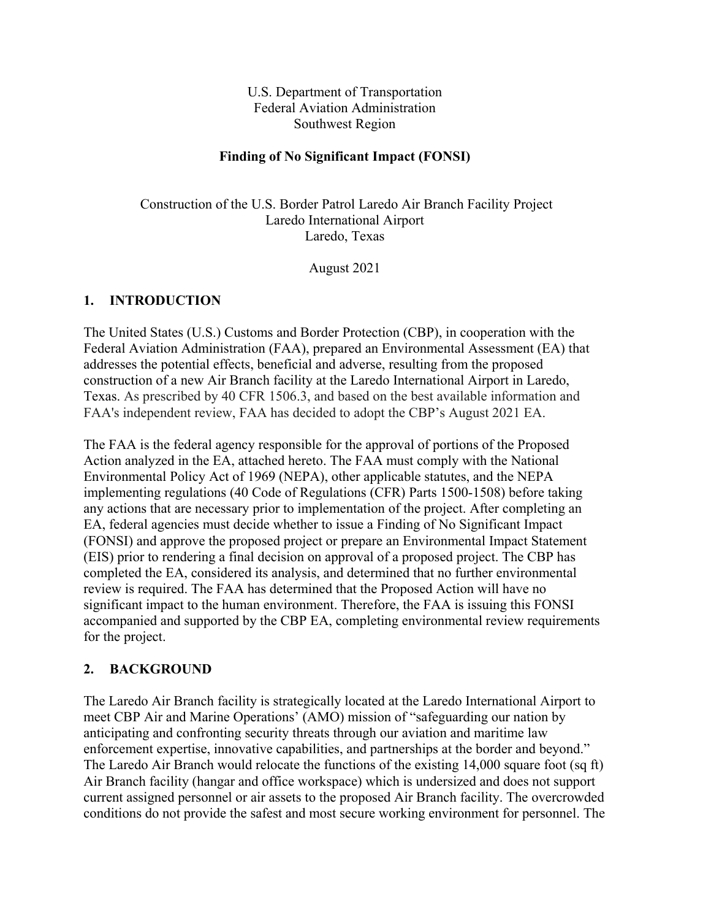U.S. Department of Transportation
Federal Aviation Administration
Southwest Region

**Finding of No Significant Impact (FONSI)**

Construction of the U.S. Border Patrol Laredo Air Branch Facility Project
Laredo International Airport
Laredo, Texas

August 2021

## 1. INTRODUCTION

The United States (U.S.) Customs and Border Protection (CBP), in cooperation with the Federal Aviation Administration (FAA), prepared an Environmental Assessment (EA) that addresses the potential effects, beneficial and adverse, resulting from the proposed construction of a new Air Branch facility at the Laredo International Airport in Laredo, Texas. As prescribed by 40 CFR 1506.3, and based on the best available information and FAA's independent review, FAA has decided to adopt the CBP's August 2021 EA.

The FAA is the federal agency responsible for the approval of portions of the Proposed Action analyzed in the EA, attached hereto. The FAA must comply with the National Environmental Policy Act of 1969 (NEPA), other applicable statutes, and the NEPA implementing regulations (40 Code of Regulations (CFR) Parts 1500-1508) before taking any actions that are necessary prior to implementation of the project. After completing an EA, federal agencies must decide whether to issue a Finding of No Significant Impact (FONSI) and approve the proposed project or prepare an Environmental Impact Statement (EIS) prior to rendering a final decision on approval of a proposed project. The CBP has completed the EA, considered its analysis, and determined that no further environmental review is required. The FAA has determined that the Proposed Action will have no significant impact to the human environment. Therefore, the FAA is issuing this FONSI accompanied and supported by the CBP EA, completing environmental review requirements for the project.

## 2. BACKGROUND

The Laredo Air Branch facility is strategically located at the Laredo International Airport to meet CBP Air and Marine Operations' (AMO) mission of "safeguarding our nation by anticipating and confronting security threats through our aviation and maritime law enforcement expertise, innovative capabilities, and partnerships at the border and beyond." The Laredo Air Branch would relocate the functions of the existing 14,000 square foot (sq ft) Air Branch facility (hangar and office workspace) which is undersized and does not support current assigned personnel or air assets to the proposed Air Branch facility. The overcrowded conditions do not provide the safest and most secure working environment for personnel. The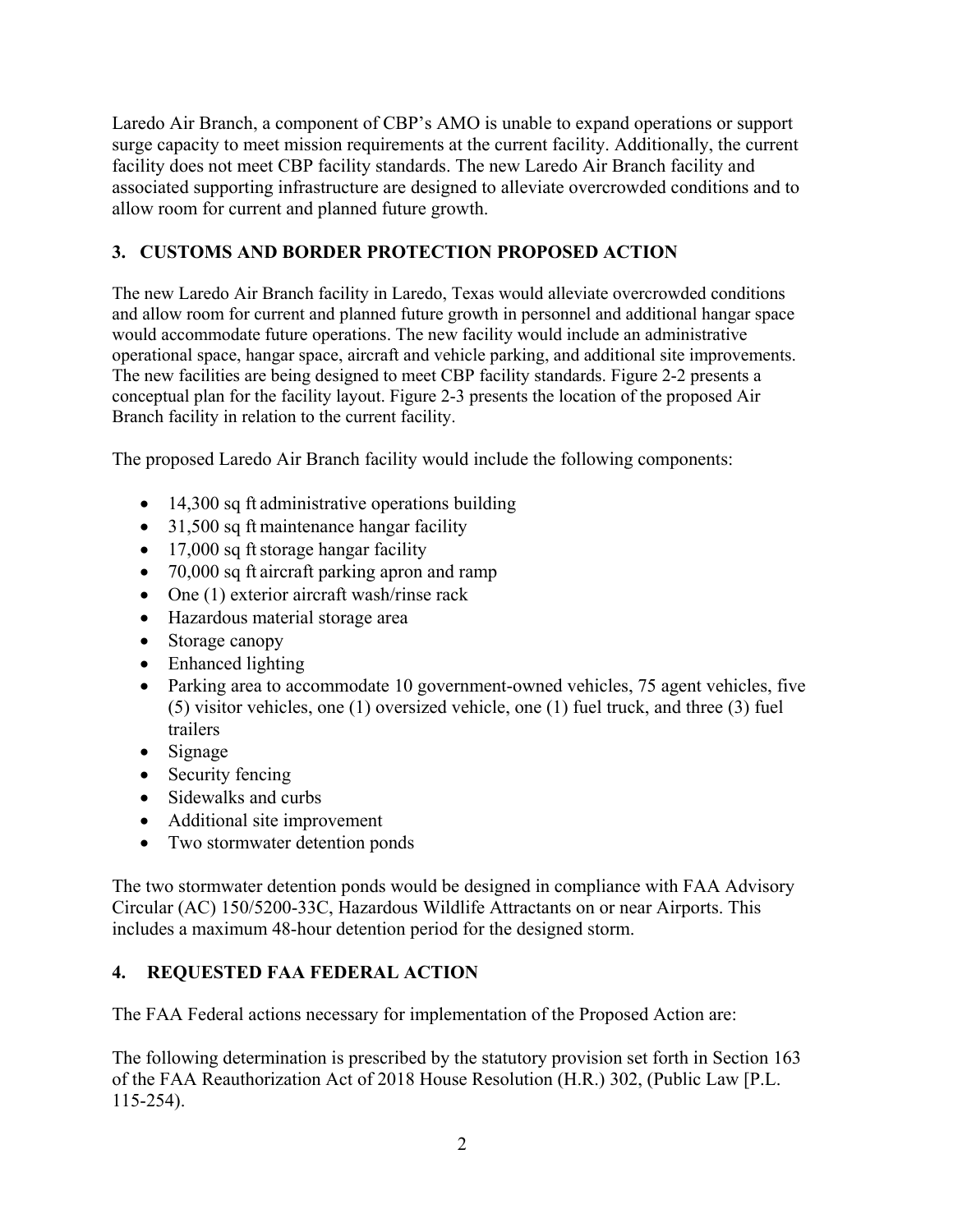Laredo Air Branch, a component of CBP's AMO is unable to expand operations or support surge capacity to meet mission requirements at the current facility. Additionally, the current facility does not meet CBP facility standards. The new Laredo Air Branch facility and associated supporting infrastructure are designed to alleviate overcrowded conditions and to allow room for current and planned future growth.

## 3. CUSTOMS AND BORDER PROTECTION PROPOSED ACTION

The new Laredo Air Branch facility in Laredo, Texas would alleviate overcrowded conditions and allow room for current and planned future growth in personnel and additional hangar space would accommodate future operations. The new facility would include an administrative operational space, hangar space, aircraft and vehicle parking, and additional site improvements. The new facilities are being designed to meet CBP facility standards. Figure 2-2 presents a conceptual plan for the facility layout. Figure 2-3 presents the location of the proposed Air Branch facility in relation to the current facility.

The proposed Laredo Air Branch facility would include the following components:

- 14,300 sq ft administrative operations building
- 31,500 sq ft maintenance hangar facility
- 17,000 sq ft storage hangar facility
- 70,000 sq ft aircraft parking apron and ramp
- One (1) exterior aircraft wash/rinse rack
- Hazardous material storage area
- Storage canopy
- Enhanced lighting
- Parking area to accommodate 10 government-owned vehicles, 75 agent vehicles, five (5) visitor vehicles, one (1) oversized vehicle, one (1) fuel truck, and three (3) fuel trailers
- Signage
- Security fencing
- Sidewalks and curbs
- Additional site improvement
- Two stormwater detention ponds

The two stormwater detention ponds would be designed in compliance with FAA Advisory Circular (AC) 150/5200-33C, Hazardous Wildlife Attractants on or near Airports. This includes a maximum 48-hour detention period for the designed storm.

## 4. REQUESTED FAA FEDERAL ACTION

The FAA Federal actions necessary for implementation of the Proposed Action are:

The following determination is prescribed by the statutory provision set forth in Section 163 of the FAA Reauthorization Act of 2018 House Resolution (H.R.) 302, (Public Law [P.L. 115-254).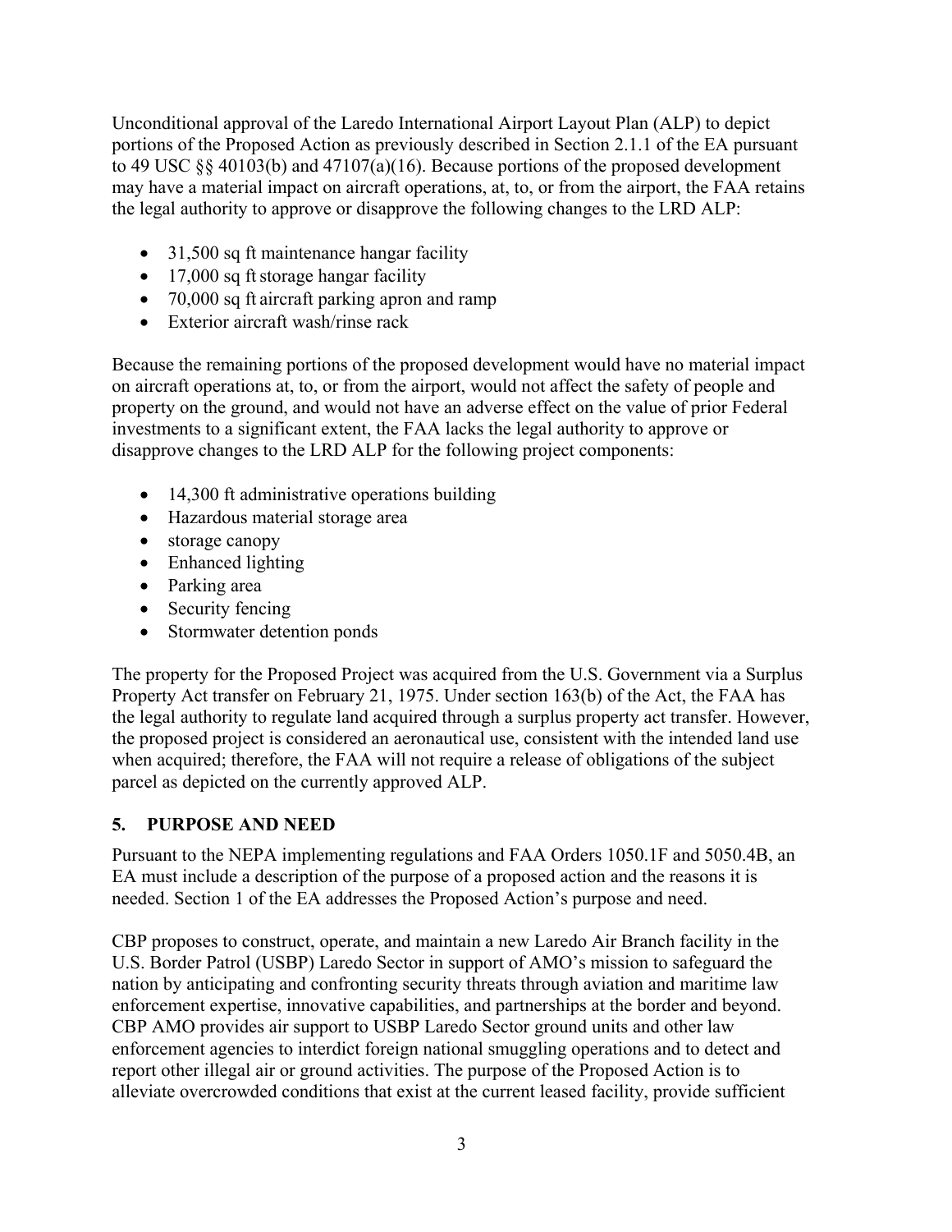Unconditional approval of the Laredo International Airport Layout Plan (ALP) to depict portions of the Proposed Action as previously described in Section 2.1.1 of the EA pursuant to 49 USC §§ 40103(b) and 47107(a)(16). Because portions of the proposed development may have a material impact on aircraft operations, at, to, or from the airport, the FAA retains the legal authority to approve or disapprove the following changes to the LRD ALP:

- 31,500 sq ft maintenance hangar facility
- 17,000 sq ft storage hangar facility
- 70,000 sq ft aircraft parking apron and ramp
- Exterior aircraft wash/rinse rack

Because the remaining portions of the proposed development would have no material impact on aircraft operations at, to, or from the airport, would not affect the safety of people and property on the ground, and would not have an adverse effect on the value of prior Federal investments to a significant extent, the FAA lacks the legal authority to approve or disapprove changes to the LRD ALP for the following project components:

- 14,300 ft administrative operations building
- Hazardous material storage area
- storage canopy
- Enhanced lighting
- Parking area
- Security fencing
- Stormwater detention ponds

The property for the Proposed Project was acquired from the U.S. Government via a Surplus Property Act transfer on February 21, 1975. Under section 163(b) of the Act, the FAA has the legal authority to regulate land acquired through a surplus property act transfer. However, the proposed project is considered an aeronautical use, consistent with the intended land use when acquired; therefore, the FAA will not require a release of obligations of the subject parcel as depicted on the currently approved ALP.

## 5. PURPOSE AND NEED

Pursuant to the NEPA implementing regulations and FAA Orders 1050.1F and 5050.4B, an EA must include a description of the purpose of a proposed action and the reasons it is needed. Section 1 of the EA addresses the Proposed Action's purpose and need.

CBP proposes to construct, operate, and maintain a new Laredo Air Branch facility in the U.S. Border Patrol (USBP) Laredo Sector in support of AMO's mission to safeguard the nation by anticipating and confronting security threats through aviation and maritime law enforcement expertise, innovative capabilities, and partnerships at the border and beyond. CBP AMO provides air support to USBP Laredo Sector ground units and other law enforcement agencies to interdict foreign national smuggling operations and to detect and report other illegal air or ground activities. The purpose of the Proposed Action is to alleviate overcrowded conditions that exist at the current leased facility, provide sufficient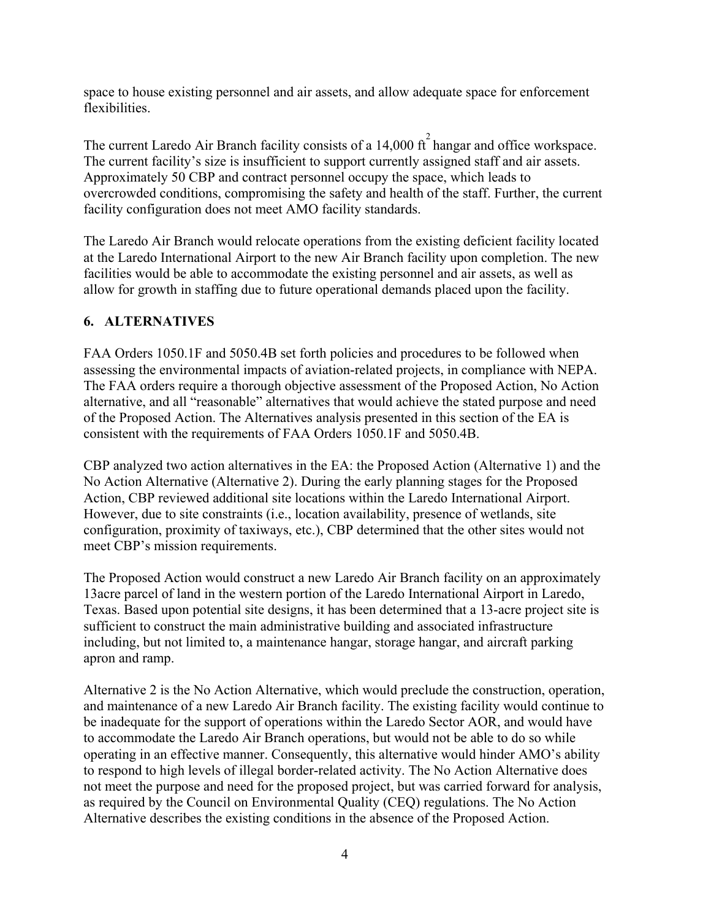space to house existing personnel and air assets, and allow adequate space for enforcement flexibilities.

The current Laredo Air Branch facility consists of a 14,000 $ft^2$ hangar and office workspace. The current facility's size is insufficient to support currently assigned staff and air assets. Approximately 50 CBP and contract personnel occupy the space, which leads to overcrowded conditions, compromising the safety and health of the staff. Further, the current facility configuration does not meet AMO facility standards.

The Laredo Air Branch would relocate operations from the existing deficient facility located at the Laredo International Airport to the new Air Branch facility upon completion. The new facilities would be able to accommodate the existing personnel and air assets, as well as allow for growth in staffing due to future operational demands placed upon the facility.

## 6. ALTERNATIVES

FAA Orders 1050.1F and 5050.4B set forth policies and procedures to be followed when assessing the environmental impacts of aviation-related projects, in compliance with NEPA. The FAA orders require a thorough objective assessment of the Proposed Action, No Action alternative, and all "reasonable" alternatives that would achieve the stated purpose and need of the Proposed Action. The Alternatives analysis presented in this section of the EA is consistent with the requirements of FAA Orders 1050.1F and 5050.4B.

CBP analyzed two action alternatives in the EA: the Proposed Action (Alternative 1) and the No Action Alternative (Alternative 2). During the early planning stages for the Proposed Action, CBP reviewed additional site locations within the Laredo International Airport. However, due to site constraints (i.e., location availability, presence of wetlands, site configuration, proximity of taxiways, etc.), CBP determined that the other sites would not meet CBP's mission requirements.

The Proposed Action would construct a new Laredo Air Branch facility on an approximately 13acre parcel of land in the western portion of the Laredo International Airport in Laredo, Texas. Based upon potential site designs, it has been determined that a 13-acre project site is sufficient to construct the main administrative building and associated infrastructure including, but not limited to, a maintenance hangar, storage hangar, and aircraft parking apron and ramp.

Alternative 2 is the No Action Alternative, which would preclude the construction, operation, and maintenance of a new Laredo Air Branch facility. The existing facility would continue to be inadequate for the support of operations within the Laredo Sector AOR, and would have to accommodate the Laredo Air Branch operations, but would not be able to do so while operating in an effective manner. Consequently, this alternative would hinder AMO's ability to respond to high levels of illegal border-related activity. The No Action Alternative does not meet the purpose and need for the proposed project, but was carried forward for analysis, as required by the Council on Environmental Quality (CEQ) regulations. The No Action Alternative describes the existing conditions in the absence of the Proposed Action.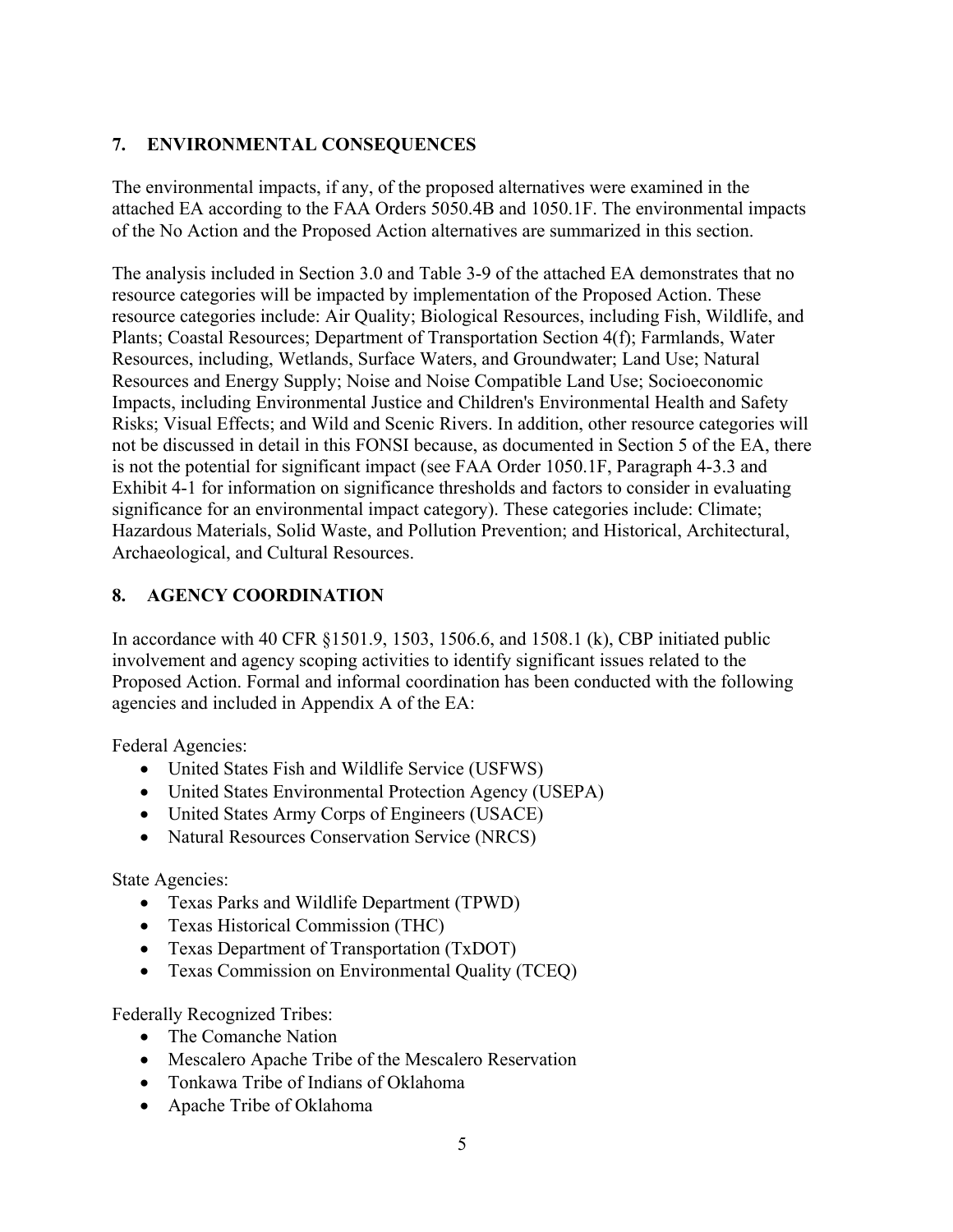## 7. ENVIRONMENTAL CONSEQUENCES

The environmental impacts, if any, of the proposed alternatives were examined in the attached EA according to the FAA Orders 5050.4B and 1050.1F. The environmental impacts of the No Action and the Proposed Action alternatives are summarized in this section.

The analysis included in Section 3.0 and Table 3-9 of the attached EA demonstrates that no resource categories will be impacted by implementation of the Proposed Action. These resource categories include: Air Quality; Biological Resources, including Fish, Wildlife, and Plants; Coastal Resources; Department of Transportation Section 4(f); Farmlands, Water Resources, including, Wetlands, Surface Waters, and Groundwater; Land Use; Natural Resources and Energy Supply; Noise and Noise Compatible Land Use; Socioeconomic Impacts, including Environmental Justice and Children's Environmental Health and Safety Risks; Visual Effects; and Wild and Scenic Rivers. In addition, other resource categories will not be discussed in detail in this FONSI because, as documented in Section 5 of the EA, there is not the potential for significant impact (see FAA Order 1050.1F, Paragraph 4-3.3 and Exhibit 4-1 for information on significance thresholds and factors to consider in evaluating significance for an environmental impact category). These categories include: Climate; Hazardous Materials, Solid Waste, and Pollution Prevention; and Historical, Architectural, Archaeological, and Cultural Resources.

## 8. AGENCY COORDINATION

In accordance with 40 CFR §1501.9, 1503, 1506.6, and 1508.1 (k), CBP initiated public involvement and agency scoping activities to identify significant issues related to the Proposed Action. Formal and informal coordination has been conducted with the following agencies and included in Appendix A of the EA:

Federal Agencies:

- United States Fish and Wildlife Service (USFWS)
- United States Environmental Protection Agency (USEPA)
- United States Army Corps of Engineers (USACE)
- Natural Resources Conservation Service (NRCS)

State Agencies:

- Texas Parks and Wildlife Department (TPWD)
- Texas Historical Commission (THC)
- Texas Department of Transportation (TxDOT)
- Texas Commission on Environmental Quality (TCEQ)

Federally Recognized Tribes:

- The Comanche Nation
- Mescalero Apache Tribe of the Mescalero Reservation
- Tonkawa Tribe of Indians of Oklahoma
- Apache Tribe of Oklahoma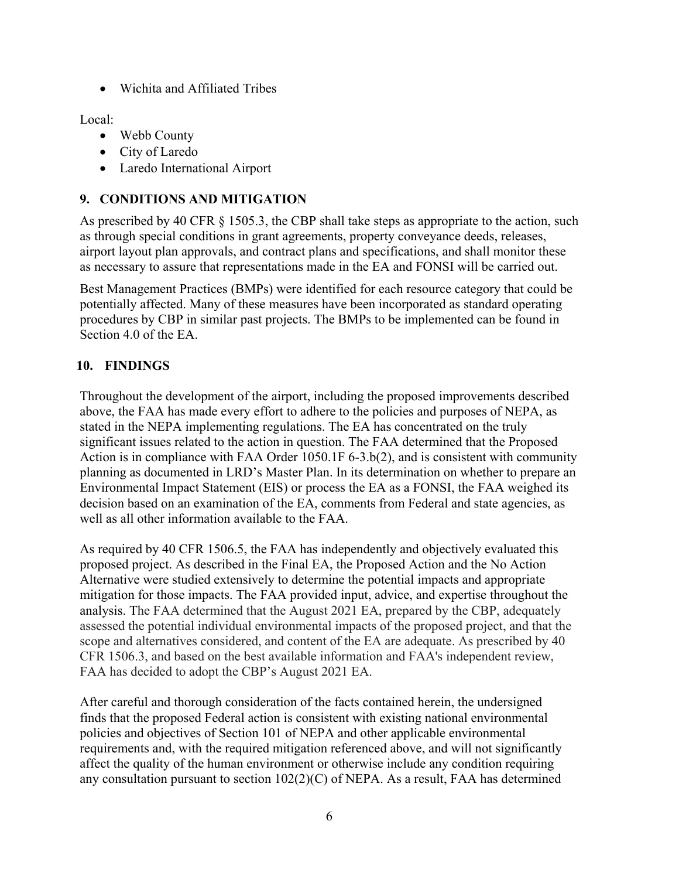- Wichita and Affiliated Tribes

Local:

- Webb County
- City of Laredo
- Laredo International Airport

## 9. CONDITIONS AND MITIGATION

As prescribed by 40 CFR § 1505.3, the CBP shall take steps as appropriate to the action, such as through special conditions in grant agreements, property conveyance deeds, releases, airport layout plan approvals, and contract plans and specifications, and shall monitor these as necessary to assure that representations made in the EA and FONSI will be carried out.

Best Management Practices (BMPs) were identified for each resource category that could be potentially affected. Many of these measures have been incorporated as standard operating procedures by CBP in similar past projects. The BMPs to be implemented can be found in Section 4.0 of the EA.

## 10. FINDINGS

Throughout the development of the airport, including the proposed improvements described above, the FAA has made every effort to adhere to the policies and purposes of NEPA, as stated in the NEPA implementing regulations. The EA has concentrated on the truly significant issues related to the action in question. The FAA determined that the Proposed Action is in compliance with FAA Order 1050.1F 6-3.b(2), and is consistent with community planning as documented in LRD's Master Plan. In its determination on whether to prepare an Environmental Impact Statement (EIS) or process the EA as a FONSI, the FAA weighed its decision based on an examination of the EA, comments from Federal and state agencies, as well as all other information available to the FAA.

As required by 40 CFR 1506.5, the FAA has independently and objectively evaluated this proposed project. As described in the Final EA, the Proposed Action and the No Action Alternative were studied extensively to determine the potential impacts and appropriate mitigation for those impacts. The FAA provided input, advice, and expertise throughout the analysis. The FAA determined that the August 2021 EA, prepared by the CBP, adequately assessed the potential individual environmental impacts of the proposed project, and that the scope and alternatives considered, and content of the EA are adequate. As prescribed by 40 CFR 1506.3, and based on the best available information and FAA's independent review, FAA has decided to adopt the CBP's August 2021 EA.

After careful and thorough consideration of the facts contained herein, the undersigned finds that the proposed Federal action is consistent with existing national environmental policies and objectives of Section 101 of NEPA and other applicable environmental requirements and, with the required mitigation referenced above, and will not significantly affect the quality of the human environment or otherwise include any condition requiring any consultation pursuant to section 102(2)(C) of NEPA. As a result, FAA has determined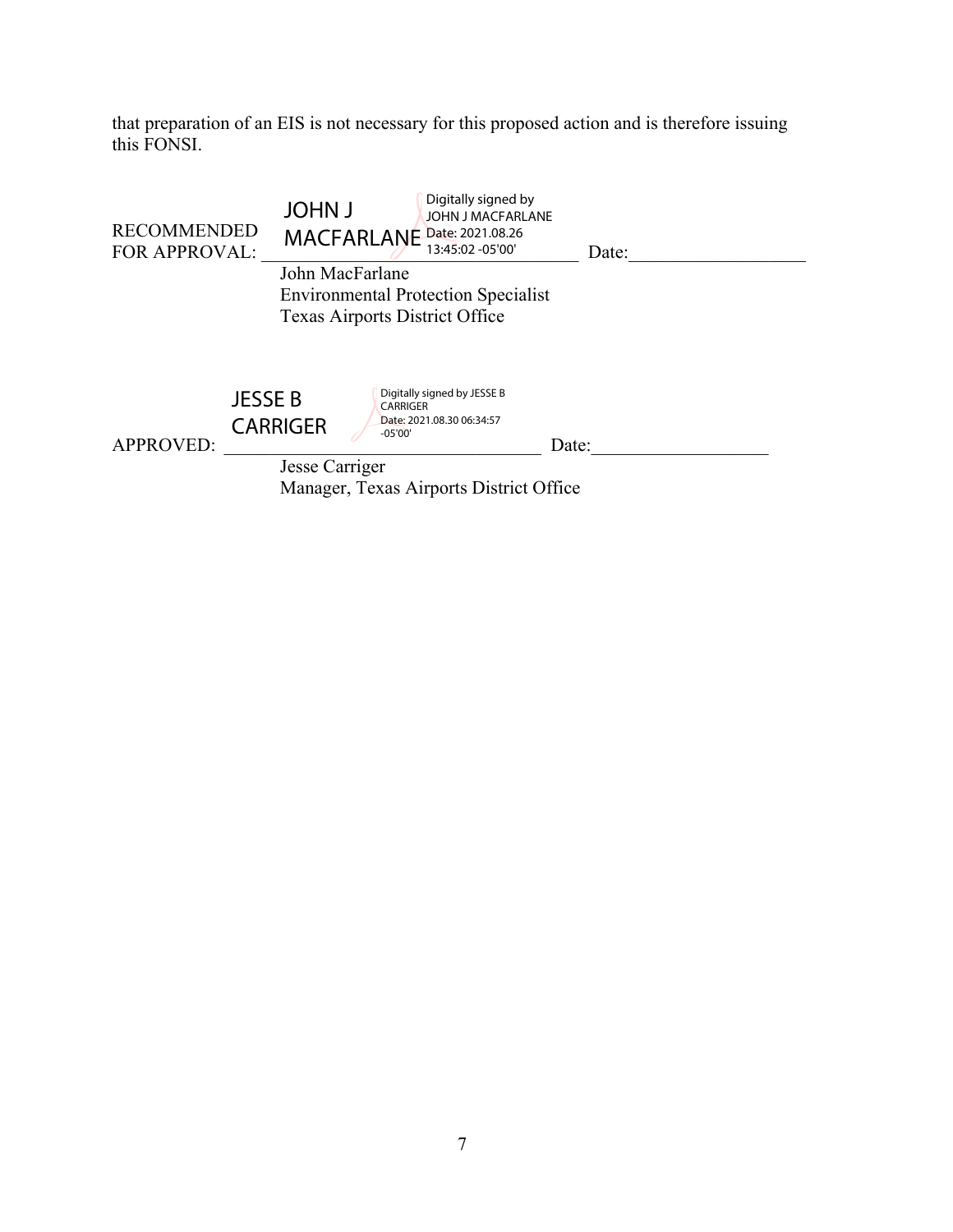that preparation of an EIS is not necessary for this proposed action and is therefore issuing this FONSI.

RECOMMENDED FOR APPROVAL: JOHN J MACFARLANE — Digitally signed by JOHN J MACFARLANE Date: 2021.08.26 13:45:02 -05'00' Date:\_\_\_\_\_\_\_\_\_\_\_\_\_\_\_\_\_\_

John MacFarlane
Environmental Protection Specialist
Texas Airports District Office

APPROVED: JESSE B CARRIGER — Digitally signed by JESSE B CARRIGER Date: 2021.08.30 06:34:57 -05'00' Date:\_\_\_\_\_\_\_\_\_\_\_\_\_\_\_\_\_\_

Jesse Carriger
Manager, Texas Airports District Office